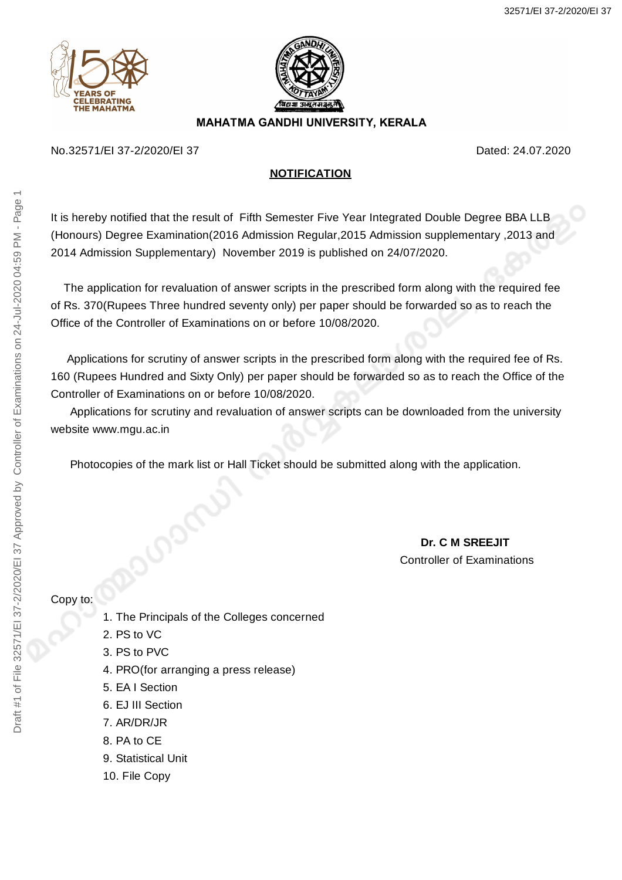**MAHATMA GANDHI UNIVERSITY, KERALA**

No.32571/EI 37-2/2020/EI 37 Dated: 24.07.2020

**NOTIFICATION**

It is hereby notified that the result of Fifth Semester Five Year Integrated Double Degree BBA LLB (Honours) Degree Examination(2016 Admission Regular,2015 Admission supplementary ,2013 and 2014 Admission Supplementary) November 2019 is published on 24/07/2020.

The application for revaluation of answer scripts in the prescribed form along with the required fee of Rs. 370(Rupees Three hundred seventy only) per paper should be forwarded so as to reach the Office of the Controller of Examinations on or before 10/08/2020.

Applications for scrutiny of answer scripts in the prescribed form along with the required fee of Rs. 160 (Rupees Hundred and Sixty Only) per paper should be forwarded so as to reach the Office of the Controller of Examinations on or before 10/08/2020.

Applications for scrutiny and revaluation of answer scripts can be downloaded from the university website www.mgu.ac.in

Photocopies of the mark list or Hall Ticket should be submitted along with the application.

**Dr. C M SREEJIT**
Controller of Examinations

Copy to:

1. The Principals of the Colleges concerned
2. PS to VC
3. PS to PVC
4. PRO(for arranging a press release)
5. EA I Section
6. EJ III Section
7. AR/DR/JR
8. PA to CE
9. Statistical Unit
10. File Copy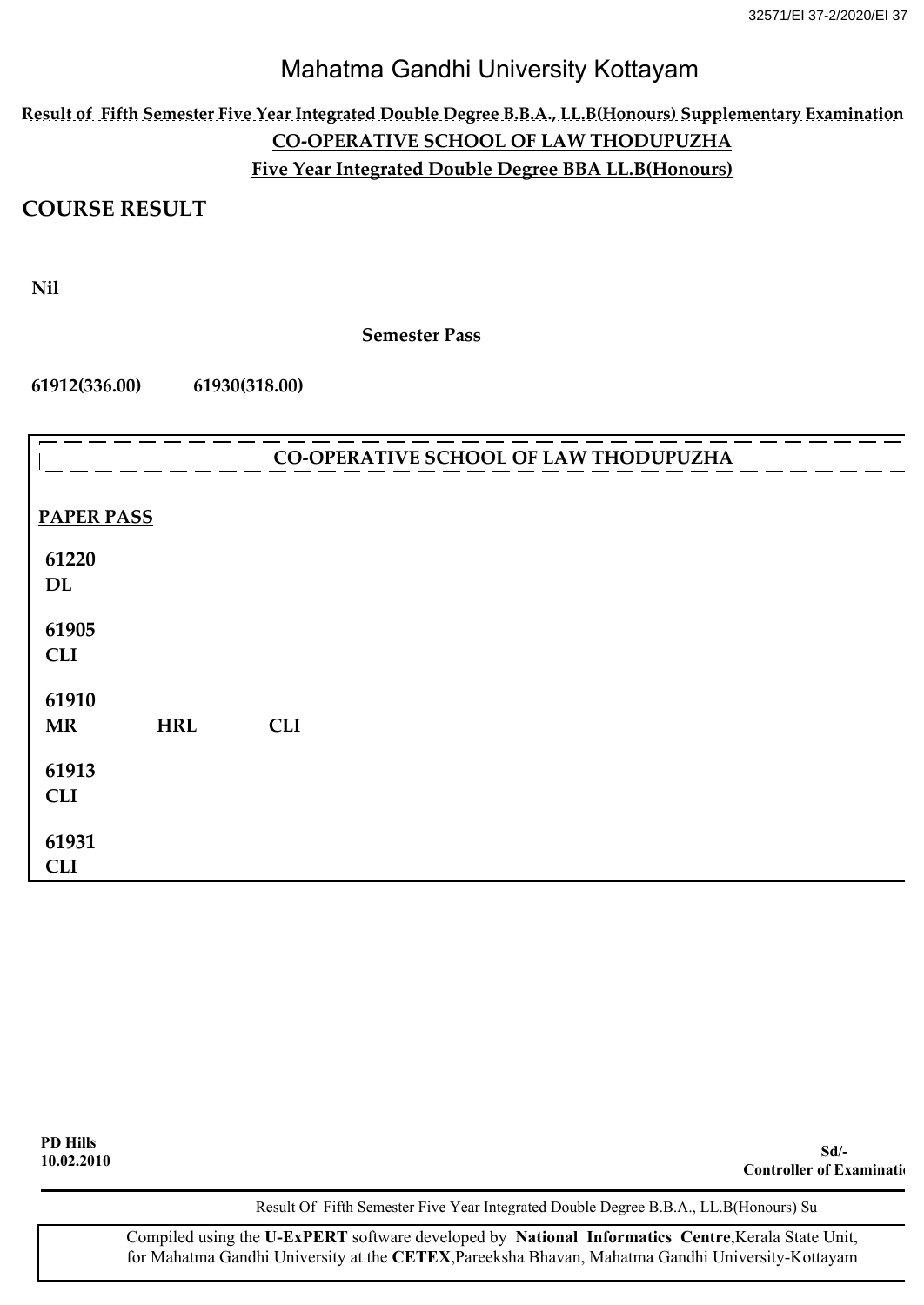# Mahatma Gandhi University Kottayam

**Result of Fifth Semester Five Year Integrated Double Degree B.B.A., LL.B(Honours) Supplementary Examination**

**CO-OPERATIVE SCHOOL OF LAW THODUPUZHA**

**Five Year Integrated Double Degree BBA LL.B(Honours)**

## COURSE RESULT

**Nil**

**Semester Pass**

**61912(336.00)** **61930(318.00)**

**CO-OPERATIVE SCHOOL OF LAW THODUPUZHA**

**PAPER PASS**

**61220**
**DL**

**61905**
**CLI**

**61910**
**MR** **HRL** **CLI**

**61913**
**CLI**

**61931**
**CLI**

**PD Hills**
**10.02.2010**

**Sd/-**
**Controller of Examinati**

Result Of Fifth Semester Five Year Integrated Double Degree B.B.A., LL.B(Honours) Su

Compiled using the **U-ExPERT** software developed by **National Informatics Centre**,Kerala State Unit, for Mahatma Gandhi University at the **CETEX**,Pareeksha Bhavan, Mahatma Gandhi University-Kottayam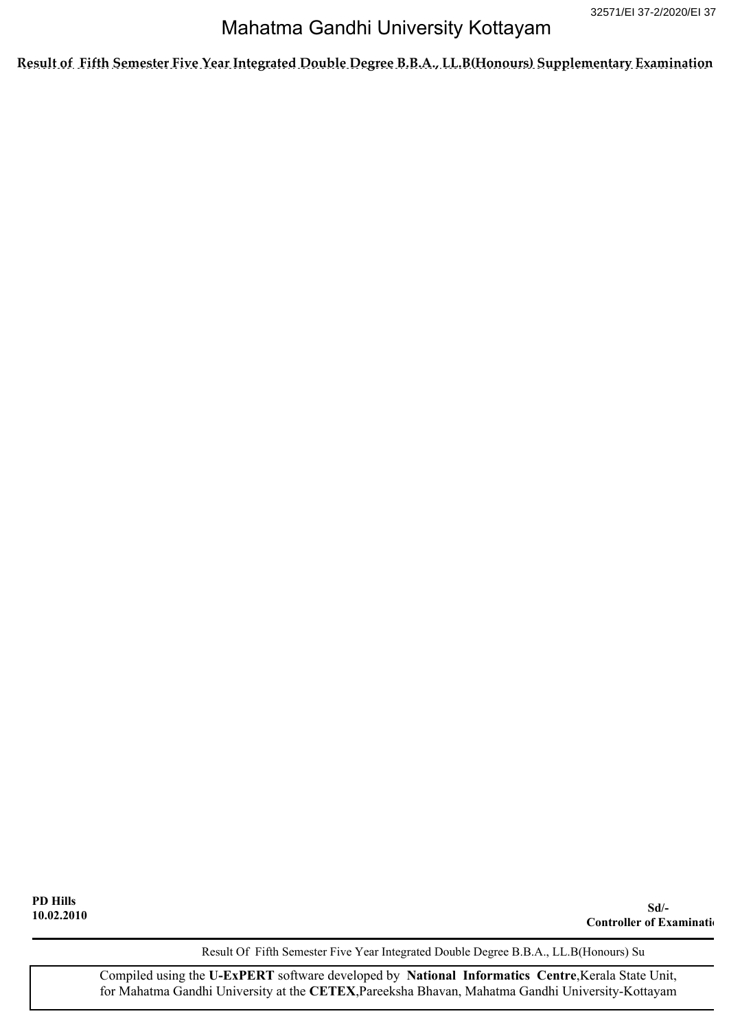# Mahatma Gandhi University Kottayam

**Result of Fifth Semester Five Year Integrated Double Degree B.B.A., LL.B(Honours) Supplementary Examination**

**PD Hills**
**10.02.2010**

**Sd/-**
**Controller of Examinati**

Compiled using the **U-ExPERT** software developed by **National Informatics Centre**,Kerala State Unit, for Mahatma Gandhi University at the **CETEX**,Pareeksha Bhavan, Mahatma Gandhi University-Kottayam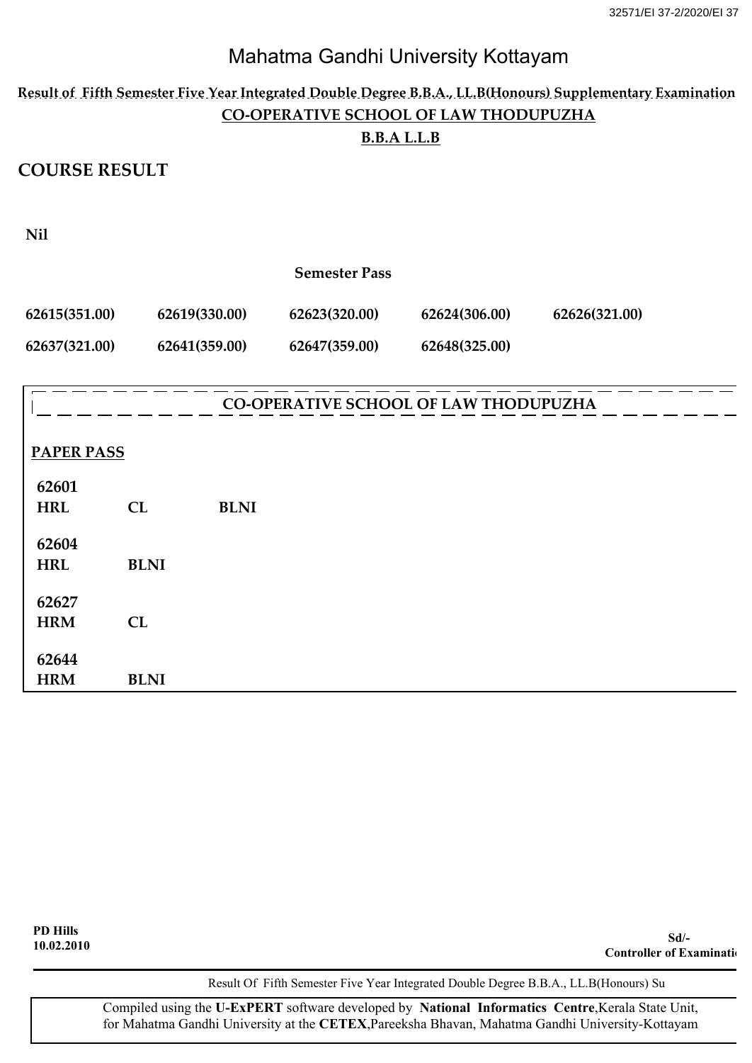# Mahatma Gandhi University Kottayam

**Result of Fifth Semester Five Year Integrated Double Degree B.B.A., LL.B(Honours) Supplementary Examination**

**CO-OPERATIVE SCHOOL OF LAW THODUPUZHA**

**B.B.A L.L.B**

## COURSE RESULT

**Nil**

**Semester Pass**

| | | | | |
|---|---|---|---|---|
| **62615(351.00)** | **62619(330.00)** | **62623(320.00)** | **62624(306.00)** | **62626(321.00)** |
| **62637(321.00)** | **62641(359.00)** | **62647(359.00)** | **62648(325.00)** | |

**CO-OPERATIVE SCHOOL OF LAW THODUPUZHA**

**PAPER PASS**

**62601**
**HRL** **CL** **BLNI**

**62604**
**HRL** **BLNI**

**62627**
**HRM** **CL**

**62644**
**HRM** **BLNI**

**PD Hills**
**10.02.2010**

**Sd/-**
**Controller of Examinatio**

Result Of Fifth Semester Five Year Integrated Double Degree B.B.A., LL.B(Honours) Su

Compiled using the **U-ExPERT** software developed by **National Informatics Centre**,Kerala State Unit, for Mahatma Gandhi University at the **CETEX**,Pareeksha Bhavan, Mahatma Gandhi University-Kottayam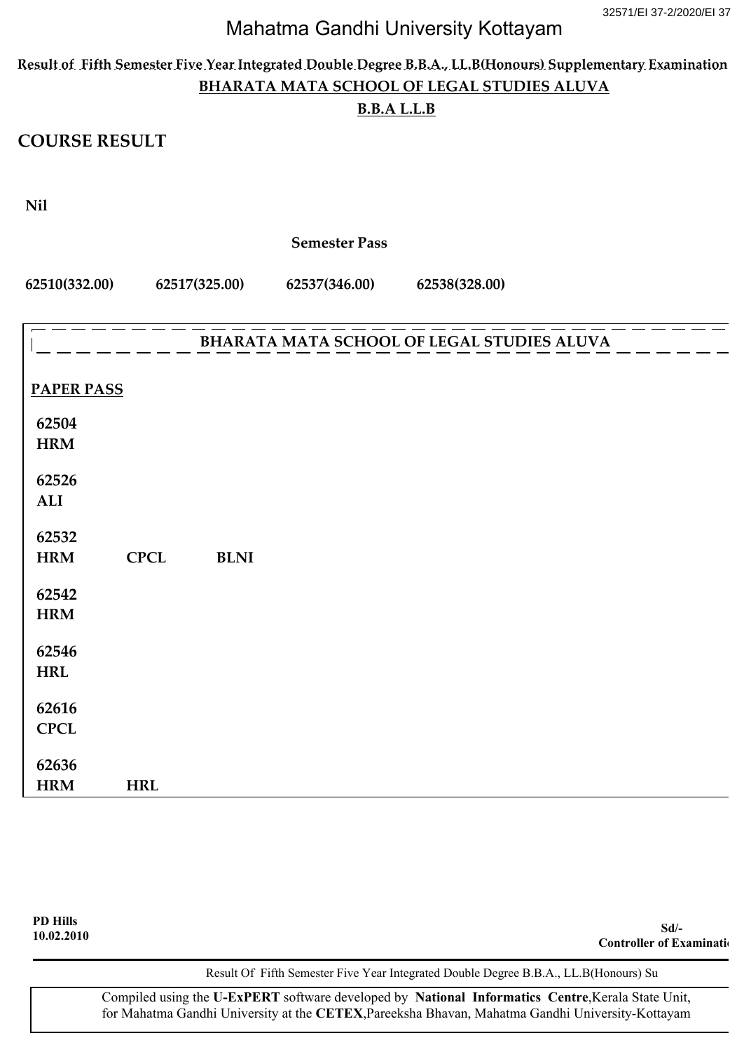Mahatma Gandhi University Kottayam

**Result of Fifth Semester Five Year Integrated Double Degree B.B.A., LL.B(Honours) Supplementary Examination**

**BHARATA MATA SCHOOL OF LEGAL STUDIES ALUVA**

**B.B.A L.L.B**

## COURSE RESULT

**Nil**

**Semester Pass**

**62510(332.00)** **62517(325.00)** **62537(346.00)** **62538(328.00)**

**BHARATA MATA SCHOOL OF LEGAL STUDIES ALUVA**

**PAPER PASS**

**62504**
**HRM**

**62526**
**ALI**

**62532**
**HRM** **CPCL** **BLNI**

**62542**
**HRM**

**62546**
**HRL**

**62616**
**CPCL**

**62636**
**HRM** **HRL**

**PD Hills**
**10.02.2010**

**Sd/-**
**Controller of Examinations**

Result Of Fifth Semester Five Year Integrated Double Degree B.B.A., LL.B(Honours) Su

Compiled using the **U-ExPERT** software developed by **National Informatics Centre**,Kerala State Unit, for Mahatma Gandhi University at the **CETEX**,Pareeksha Bhavan, Mahatma Gandhi University-Kottayam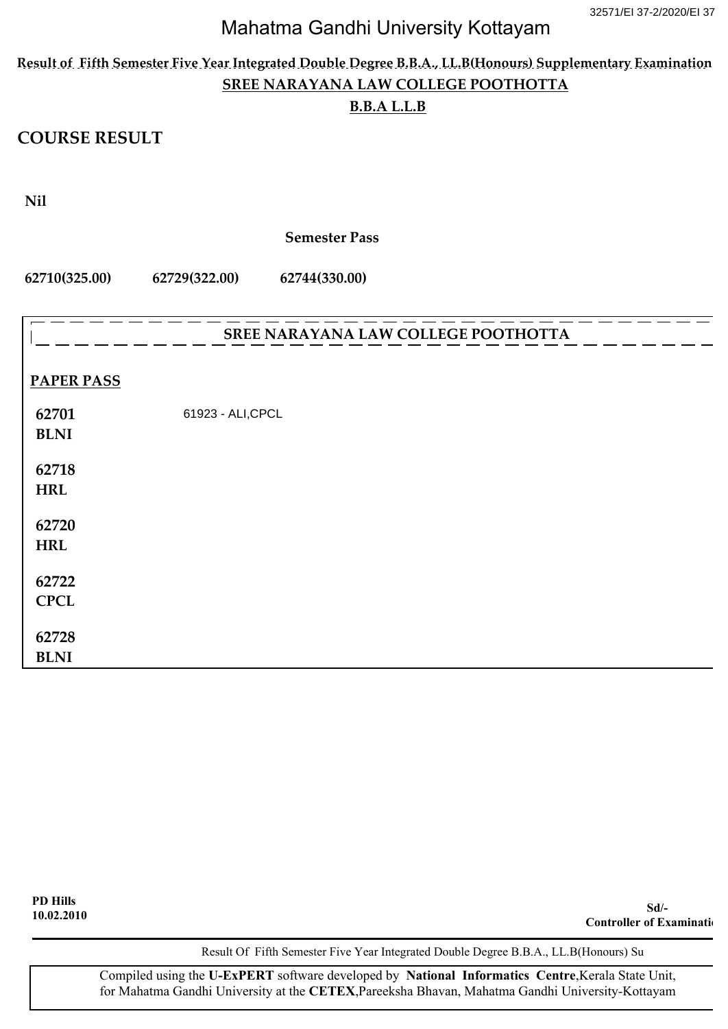# Mahatma Gandhi University Kottayam

32571/EI 37-2/2020/EI 37

**Result of Fifth Semester Five Year Integrated Double Degree B.B.A., LL.B(Honours) Supplementary Examination**

**SREE NARAYANA LAW COLLEGE POOTHOTTA**

**B.B.A L.L.B**

## COURSE RESULT

**Nil**

**Semester Pass**

**62710(325.00)** **62729(322.00)** **62744(330.00)**

### SREE NARAYANA LAW COLLEGE POOTHOTTA

**PAPER PASS**

| | |
|---|---|
| **62701** **BLNI** | 61923 - ALI,CPCL |
| **62718** **HRL** | |
| **62720** **HRL** | |
| **62722** **CPCL** | |
| **62728** **BLNI** | |

**PD Hills**
**10.02.2010**

**Sd/-**
**Controller of Examinations**

Result Of Fifth Semester Five Year Integrated Double Degree B.B.A., LL.B(Honours) Su

Compiled using the **U-ExPERT** software developed by **National Informatics Centre**, Kerala State Unit, for Mahatma Gandhi University at the **CETEX**, Pareeksha Bhavan, Mahatma Gandhi University-Kottayam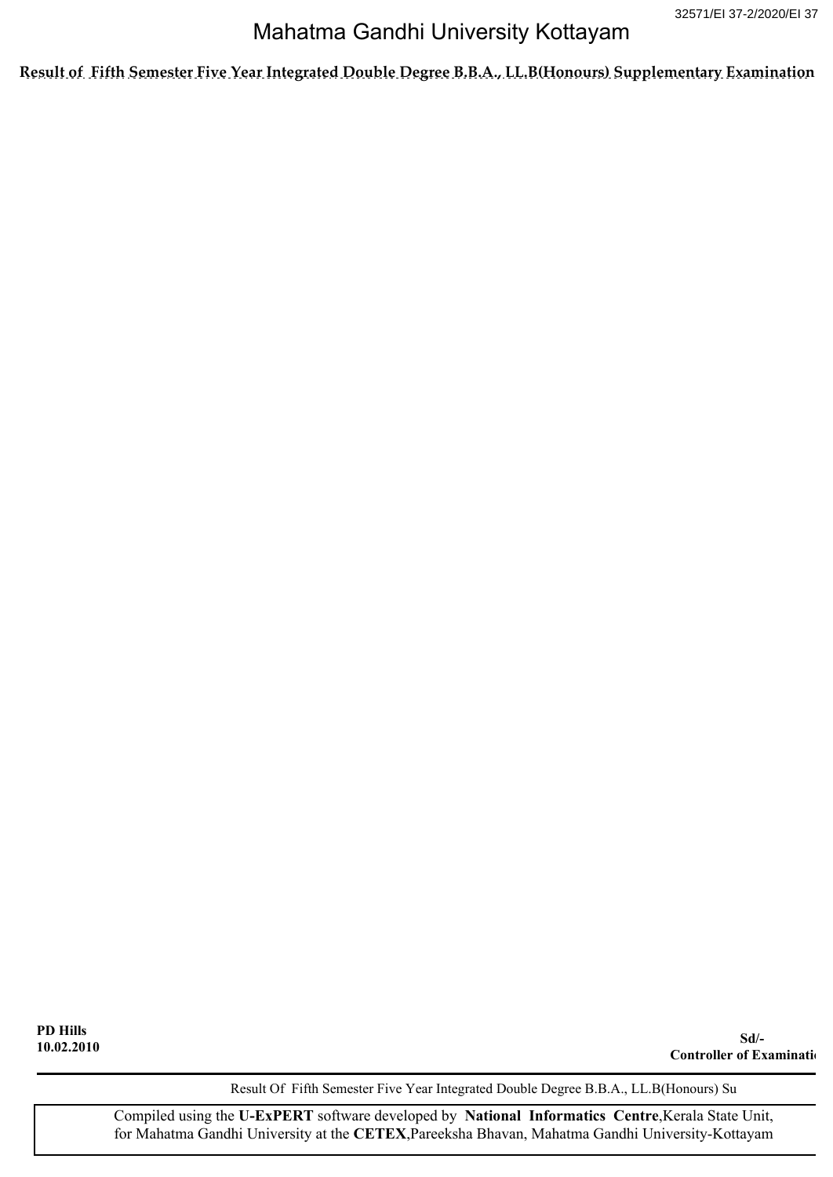# Mahatma Gandhi University Kottayam

**Result of Fifth Semester Five Year Integrated Double Degree B.B.A., LL.B(Honours) Supplementary Examination**

**PD Hills**
**10.02.2010**

**Sd/-**
**Controller of Examinati**

Result Of Fifth Semester Five Year Integrated Double Degree B.B.A., LL.B(Honours) Su

Compiled using the **U-ExPERT** software developed by **National Informatics Centre**,Kerala State Unit, for Mahatma Gandhi University at the **CETEX**,Pareeksha Bhavan, Mahatma Gandhi University-Kottayam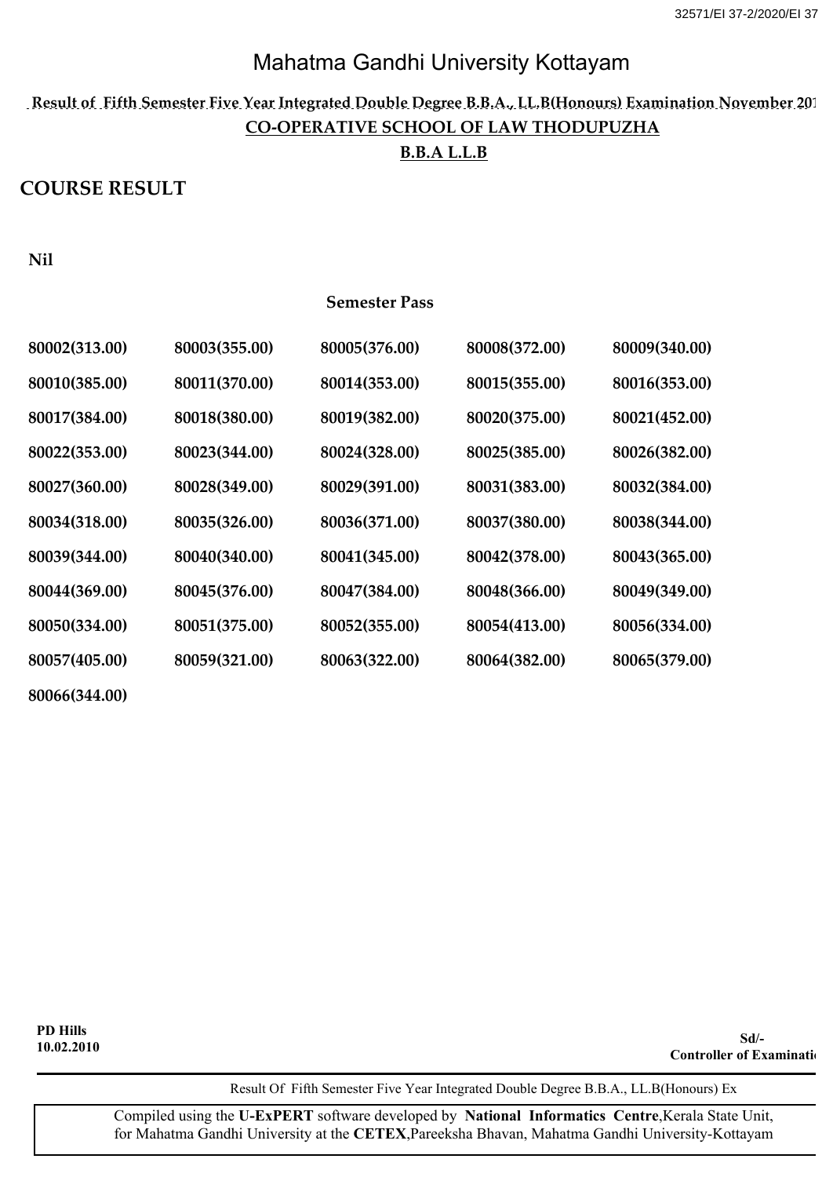# Mahatma Gandhi University Kottayam

**Result of Fifth Semester Five Year Integrated Double Degree B.B.A., LL.B(Honours) Examination November 201**

**CO-OPERATIVE SCHOOL OF LAW THODUPUZHA**

**B.B.A L.L.B**

## COURSE RESULT

**Nil**

**Semester Pass**

| | | | | |
|---|---|---|---|---|
| 80002(313.00) | 80003(355.00) | 80005(376.00) | 80008(372.00) | 80009(340.00) |
| 80010(385.00) | 80011(370.00) | 80014(353.00) | 80015(355.00) | 80016(353.00) |
| 80017(384.00) | 80018(380.00) | 80019(382.00) | 80020(375.00) | 80021(452.00) |
| 80022(353.00) | 80023(344.00) | 80024(328.00) | 80025(385.00) | 80026(382.00) |
| 80027(360.00) | 80028(349.00) | 80029(391.00) | 80031(383.00) | 80032(384.00) |
| 80034(318.00) | 80035(326.00) | 80036(371.00) | 80037(380.00) | 80038(344.00) |
| 80039(344.00) | 80040(340.00) | 80041(345.00) | 80042(378.00) | 80043(365.00) |
| 80044(369.00) | 80045(376.00) | 80047(384.00) | 80048(366.00) | 80049(349.00) |
| 80050(334.00) | 80051(375.00) | 80052(355.00) | 80054(413.00) | 80056(334.00) |
| 80057(405.00) | 80059(321.00) | 80063(322.00) | 80064(382.00) | 80065(379.00) |
| 80066(344.00) | | | | |

**PD Hills**
**10.02.2010**

**Sd/-**
**Controller of Examinati**

Result Of Fifth Semester Five Year Integrated Double Degree B.B.A., LL.B(Honours) Ex

Compiled using the **U-ExPERT** software developed by **National Informatics Centre**,Kerala State Unit, for Mahatma Gandhi University at the **CETEX**,Pareeksha Bhavan, Mahatma Gandhi University-Kottayam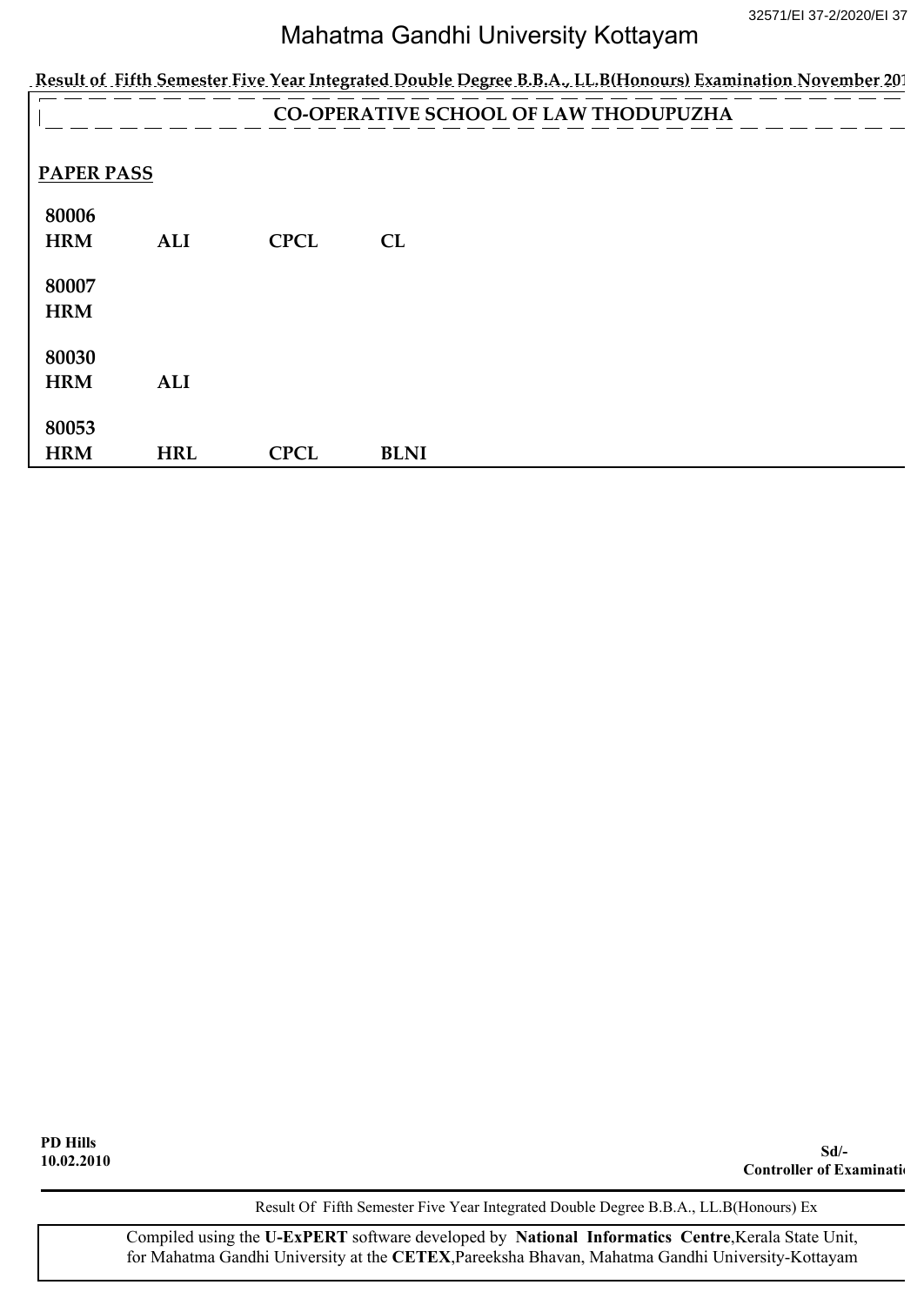# Mahatma Gandhi University Kottayam

**Result of Fifth Semester Five Year Integrated Double Degree B.B.A., LL.B(Honours) Examination November 201**

## CO-OPERATIVE SCHOOL OF LAW THODUPUZHA

**PAPER PASS**

**80006**
**HRM** **ALI** **CPCL** **CL**

**80007**
**HRM**

**80030**
**HRM** **ALI**

**80053**
**HRM** **HRL** **CPCL** **BLNI**

**PD Hills**
**10.02.2010**

**Sd/-**
**Controller of Examinati**

Result Of Fifth Semester Five Year Integrated Double Degree B.B.A., LL.B(Honours) Ex

Compiled using the **U-ExPERT** software developed by **National Informatics Centre**,Kerala State Unit, for Mahatma Gandhi University at the **CETEX**,Pareeksha Bhavan, Mahatma Gandhi University-Kottayam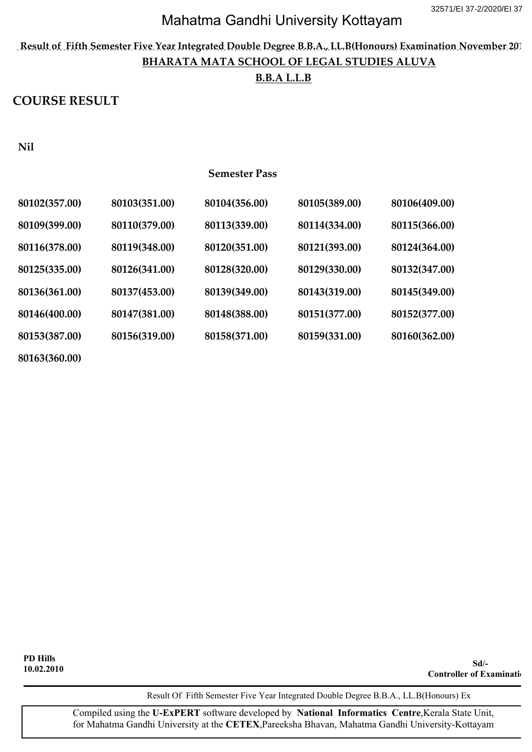# Mahatma Gandhi University Kottayam

**Result of Fifth Semester Five Year Integrated Double Degree B.B.A., LL.B(Honours) Examination November 201**

**BHARATA MATA SCHOOL OF LEGAL STUDIES ALUVA**

**B.B.A L.L.B**

## COURSE RESULT

**Nil**

**Semester Pass**

| | | | | |
|---|---|---|---|---|
| 80102(357.00) | 80103(351.00) | 80104(356.00) | 80105(389.00) | 80106(409.00) |
| 80109(399.00) | 80110(379.00) | 80113(339.00) | 80114(334.00) | 80115(366.00) |
| 80116(378.00) | 80119(348.00) | 80120(351.00) | 80121(393.00) | 80124(364.00) |
| 80125(335.00) | 80126(341.00) | 80128(320.00) | 80129(330.00) | 80132(347.00) |
| 80136(361.00) | 80137(453.00) | 80139(349.00) | 80143(319.00) | 80145(349.00) |
| 80146(400.00) | 80147(381.00) | 80148(388.00) | 80151(377.00) | 80152(377.00) |
| 80153(387.00) | 80156(319.00) | 80158(371.00) | 80159(331.00) | 80160(362.00) |
| 80163(360.00) | | | | |

**PD Hills**
**10.02.2010**

**Sd/-**
**Controller of Examinati**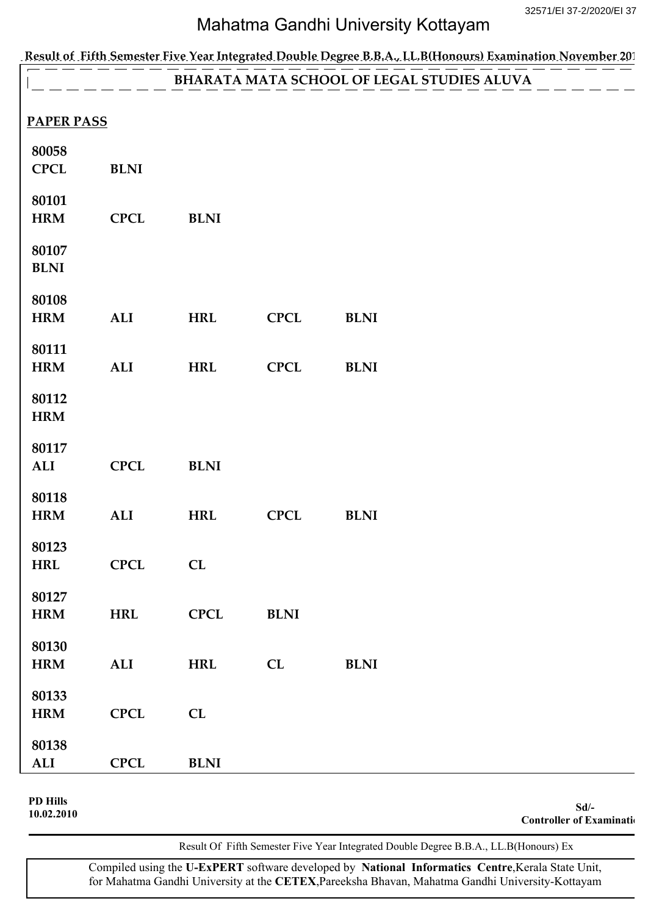# Mahatma Gandhi University Kottayam

**Result of Fifth Semester Five Year Integrated Double Degree B.B.A., LL.B(Honours) Examination November 201**

## BHARATA MATA SCHOOL OF LEGAL STUDIES ALUVA

**PAPER PASS**

**80058**
**CPCL** **BLNI**

**80101**
**HRM** **CPCL** **BLNI**

**80107**
**BLNI**

**80108**
**HRM** **ALI** **HRL** **CPCL** **BLNI**

**80111**
**HRM** **ALI** **HRL** **CPCL** **BLNI**

**80112**
**HRM**

**80117**
**ALI** **CPCL** **BLNI**

**80118**
**HRM** **ALI** **HRL** **CPCL** **BLNI**

**80123**
**HRL** **CPCL** **CL**

**80127**
**HRM** **HRL** **CPCL** **BLNI**

**80130**
**HRM** **ALI** **HRL** **CL** **BLNI**

**80133**
**HRM** **CPCL** **CL**

**80138**
**ALI** **CPCL** **BLNI**

**PD Hills**
**10.02.2010**

**Sd/-**
**Controller of Examinati**

Compiled using the **U-ExPERT** software developed by **National Informatics Centre**, Kerala State Unit, for Mahatma Gandhi University at the **CETEX**, Pareeksha Bhavan, Mahatma Gandhi University-Kottayam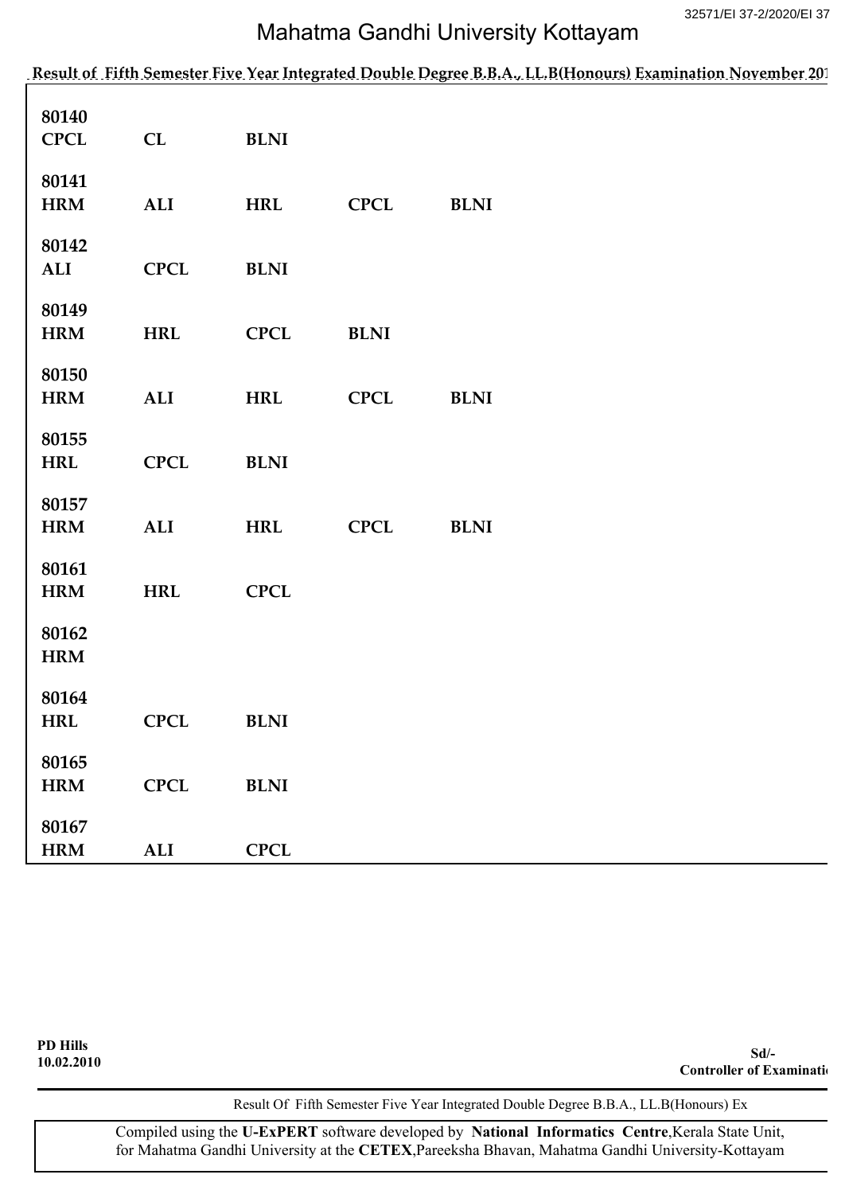# Mahatma Gandhi University Kottayam

**Result of Fifth Semester Five Year Integrated Double Degree B.B.A., LL.B(Honours) Examination November 201**

**80140**
**CPCL** **CL** **BLNI**

**80141**
**HRM** **ALI** **HRL** **CPCL** **BLNI**

**80142**
**ALI** **CPCL** **BLNI**

**80149**
**HRM** **HRL** **CPCL** **BLNI**

**80150**
**HRM** **ALI** **HRL** **CPCL** **BLNI**

**80155**
**HRL** **CPCL** **BLNI**

**80157**
**HRM** **ALI** **HRL** **CPCL** **BLNI**

**80161**
**HRM** **HRL** **CPCL**

**80162**
**HRM**

**80164**
**HRL** **CPCL** **BLNI**

**80165**
**HRM** **CPCL** **BLNI**

**80167**
**HRM** **ALI** **CPCL**

**PD Hills**
**10.02.2010**

**Sd/-**
**Controller of Examinati**

Result Of Fifth Semester Five Year Integrated Double Degree B.B.A., LL.B(Honours) Ex

Compiled using the **U-ExPERT** software developed by **National Informatics Centre**, Kerala State Unit, for Mahatma Gandhi University at the **CETEX**, Pareeksha Bhavan, Mahatma Gandhi University-Kottayam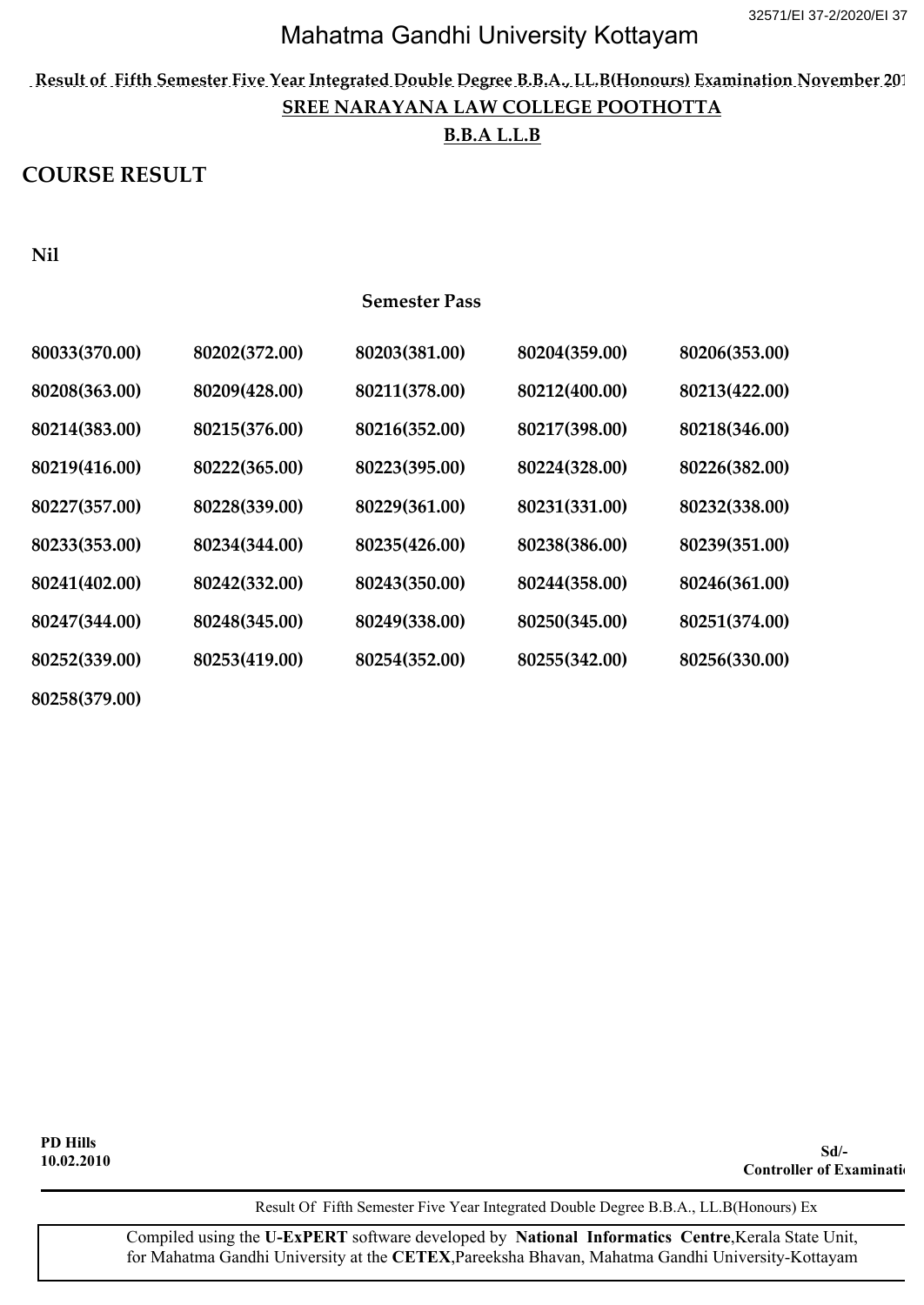# Mahatma Gandhi University Kottayam

**Result of Fifth Semester Five Year Integrated Double Degree B.B.A., LL.B(Honours) Examination November 201**

**SREE NARAYANA LAW COLLEGE POOTHOTTA**

**B.B.A L.L.B**

## COURSE RESULT

**Nil**

**Semester Pass**

| | | | | |
|---|---|---|---|---|
| 80033(370.00) | 80202(372.00) | 80203(381.00) | 80204(359.00) | 80206(353.00) |
| 80208(363.00) | 80209(428.00) | 80211(378.00) | 80212(400.00) | 80213(422.00) |
| 80214(383.00) | 80215(376.00) | 80216(352.00) | 80217(398.00) | 80218(346.00) |
| 80219(416.00) | 80222(365.00) | 80223(395.00) | 80224(328.00) | 80226(382.00) |
| 80227(357.00) | 80228(339.00) | 80229(361.00) | 80231(331.00) | 80232(338.00) |
| 80233(353.00) | 80234(344.00) | 80235(426.00) | 80238(386.00) | 80239(351.00) |
| 80241(402.00) | 80242(332.00) | 80243(350.00) | 80244(358.00) | 80246(361.00) |
| 80247(344.00) | 80248(345.00) | 80249(338.00) | 80250(345.00) | 80251(374.00) |
| 80252(339.00) | 80253(419.00) | 80254(352.00) | 80255(342.00) | 80256(330.00) |
| 80258(379.00) | | | | |

**PD Hills**
**10.02.2010**

**Sd/-**
**Controller of Examinati**

Result Of Fifth Semester Five Year Integrated Double Degree B.B.A., LL.B(Honours) Ex

Compiled using the **U-ExPERT** software developed by **National Informatics Centre**, Kerala State Unit, for Mahatma Gandhi University at the **CETEX**, Pareeksha Bhavan, Mahatma Gandhi University-Kottayam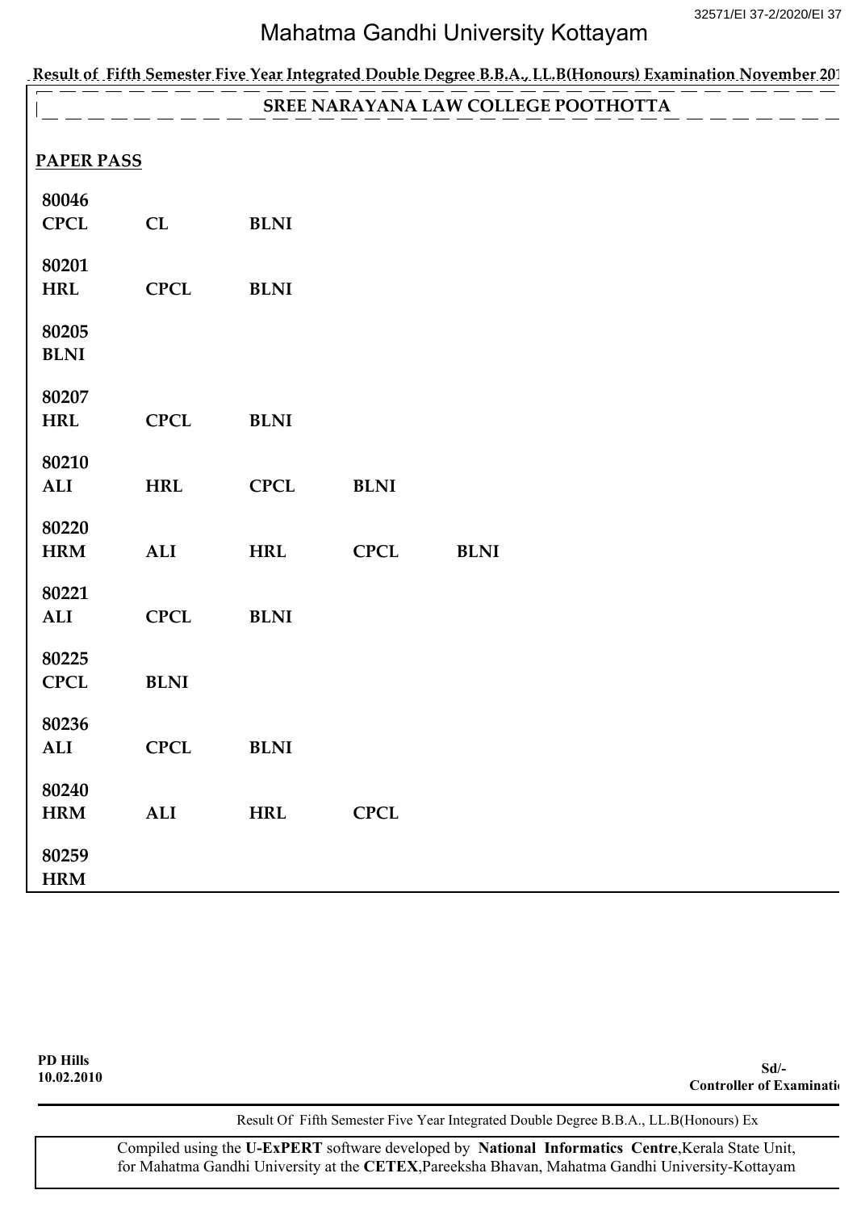# Mahatma Gandhi University Kottayam

**Result of Fifth Semester Five Year Integrated Double Degree B.B.A., LL.B(Honours) Examination November 201**

## SREE NARAYANA LAW COLLEGE POOTHOTTA

**PAPER PASS**

**80046**
**CPCL** **CL** **BLNI**

**80201**
**HRL** **CPCL** **BLNI**

**80205**
**BLNI**

**80207**
**HRL** **CPCL** **BLNI**

**80210**
**ALI** **HRL** **CPCL** **BLNI**

**80220**
**HRM** **ALI** **HRL** **CPCL** **BLNI**

**80221**
**ALI** **CPCL** **BLNI**

**80225**
**CPCL** **BLNI**

**80236**
**ALI** **CPCL** **BLNI**

**80240**
**HRM** **ALI** **HRL** **CPCL**

**80259**
**HRM**

**PD Hills**
**10.02.2010**

**Sd/-**
**Controller of Examinati**

Result Of Fifth Semester Five Year Integrated Double Degree B.B.A., LL.B(Honours) Ex

Compiled using the **U-ExPERT** software developed by **National Informatics Centre**,Kerala State Unit, for Mahatma Gandhi University at the **CETEX**,Pareeksha Bhavan, Mahatma Gandhi University-Kottayam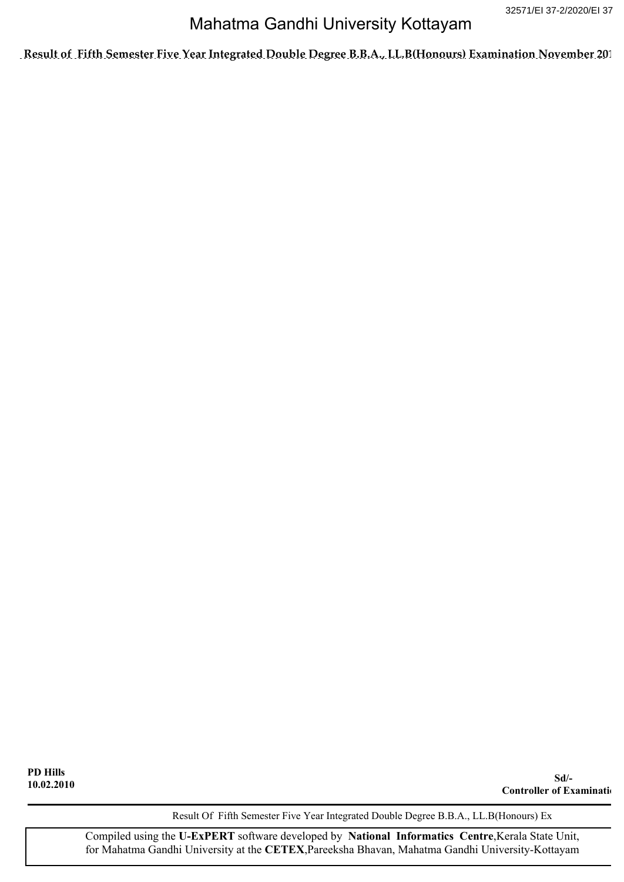# Mahatma Gandhi University Kottayam

**Result of Fifth Semester Five Year Integrated Double Degree B.B.A., LL.B(Honours) Examination November 201**

**PD Hills**
**10.02.2010**

**Sd/-**
**Controller of Examinati**

Result Of Fifth Semester Five Year Integrated Double Degree B.B.A., LL.B(Honours) Ex

Compiled using the **U-ExPERT** software developed by **National Informatics Centre**,Kerala State Unit, for Mahatma Gandhi University at the **CETEX**,Pareeksha Bhavan, Mahatma Gandhi University-Kottayam